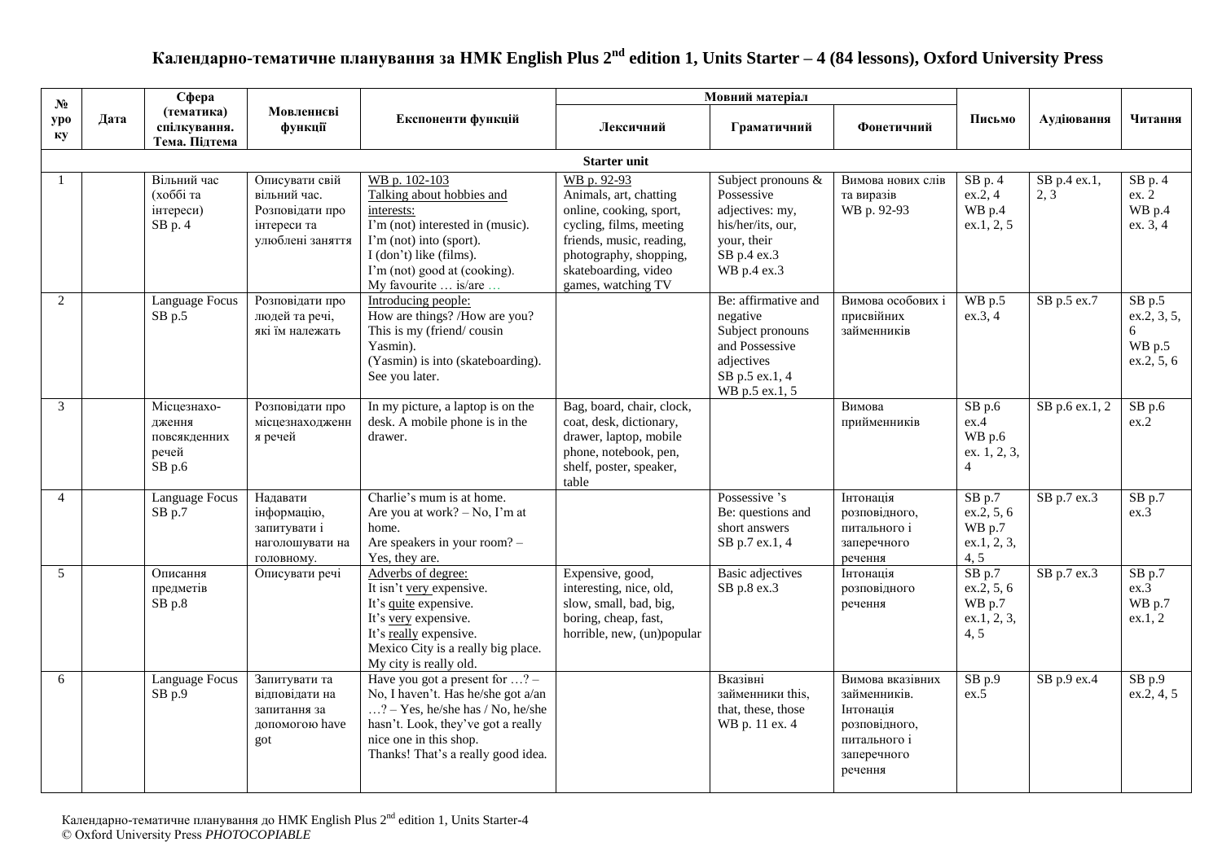# Календарно-тематичне планування за НМК English Plus 2nd edition 1, Units Starter – 4 (84 lessons), Oxford University Press

| № уроку | Дата | Сфера (тематика) спілкування. Тема. Підтема | Мовленнєві функції | Експоненти функцій | Мовний матеріал | | | Письмо | Аудіювання | Читання |
|---|---|---|---|---|---|---|---|---|---|---|
| | | | | | Лексичний | Граматичний | Фонетичний | | | |
| **Starter unit** | | | | | | | | | | |
| 1 | | Вільний час (хоббі та інтереси) SB p. 4 | Описувати свій вільний час. Розповідати про інтереси та улюблені заняття | WB p. 102-103 Talking about hobbies and interests: I'm (not) interested in (music). I'm (not) into (sport). I (don't) like (films). I'm (not) good at (cooking). My favourite … is/are … | WB p. 92-93 Animals, art, chatting online, cooking, sport, cycling, films, meeting friends, music, reading, photography, shopping, skateboarding, video games, watching TV | Subject pronouns & Possessive adjectives: my, his/her/its, our, your, their SB p.4 ex.3 WB p.4 ex.3 | Вимова нових слів та виразів WB p. 92-93 | SB p. 4 ex.2, 4 WB p.4 ex.1, 2, 5 | SB p.4 ex.1, 2, 3 | SB p. 4 ex. 2 WB p.4 ex. 3, 4 |
| 2 | | Language Focus SB p.5 | Розповідати про людей та речі, які їм належать | Introducing people: How are things? /How are you? This is my (friend/ cousin Yasmin). (Yasmin) is into (skateboarding). See you later. | | Be: affirmative and negative Subject pronouns and Possessive adjectives SB p.5 ex.1, 4 WB p.5 ex.1, 5 | Вимова особових і присвійних займенників | WB p.5 ex.3, 4 | SB p.5 ex.7 | SB p.5 ex.2, 3, 5, 6 WB p.5 ex.2, 5, 6 |
| 3 | | Місцезнаходження повсякденних речей SB p.6 | Розповідати про місцезнаходження речей | In my picture, a laptop is on the desk. A mobile phone is in the drawer. | Bag, board, chair, clock, coat, desk, dictionary, drawer, laptop, mobile phone, notebook, pen, shelf, poster, speaker, table | | Вимова прийменників | SB p.6 ex.4 WB p.6 ex. 1, 2, 3, 4 | SB p.6 ex.1, 2 | SB p.6 ex.2 |
| 4 | | Language Focus SB p.7 | Надавати інформацію, запитувати і наголошувати на головному. | Charlie's mum is at home. Are you at work? – No, I'm at home. Are speakers in your room? – Yes, they are. | | Possessive 's Be: questions and short answers SB p.7 ex.1, 4 | Інтонація розповідного, питального і заперечного речення | SB p.7 ex.2, 5, 6 WB p.7 ex.1, 2, 3, 4, 5 | SB p.7 ex.3 | SB p.7 ex.3 |
| 5 | | Описання предметів SB p.8 | Описувати речі | Adverbs of degree: It isn't very expensive. It's quite expensive. It's very expensive. It's really expensive. Mexico City is a really big place. My city is really old. | Expensive, good, interesting, nice, old, slow, small, bad, big, boring, cheap, fast, horrible, new, (un)popular | Basic adjectives SB p.8 ex.3 | Інтонація розповідного речення | SB p.7 ex.2, 5, 6 WB p.7 ex.1, 2, 3, 4, 5 | SB p.7 ex.3 | SB p.7 ex.3 WB p.7 ex.1, 2 |
| 6 | | Language Focus SB p.9 | Запитувати та відповідати на запитання за допомогою have got | Have you got a present for …? – No, I haven't. Has he/she got a/an …? – Yes, he/she has / No, he/she hasn't. Look, they've got a really nice one in this shop. Thanks! That's a really good idea. | | Вказівні займенники this, that, these, those WB p. 11 ex. 4 | Вимова вказівних займенників. Інтонація розповідного, питального і заперечного речення | SB p.9 ex.5 | SB p.9 ex.4 | SB p.9 ex.2, 4, 5 |

Календарно-тематичне планування до НМК English Plus 2nd edition 1, Units Starter-4
© Oxford University Press *PHOTOCOPIABLE*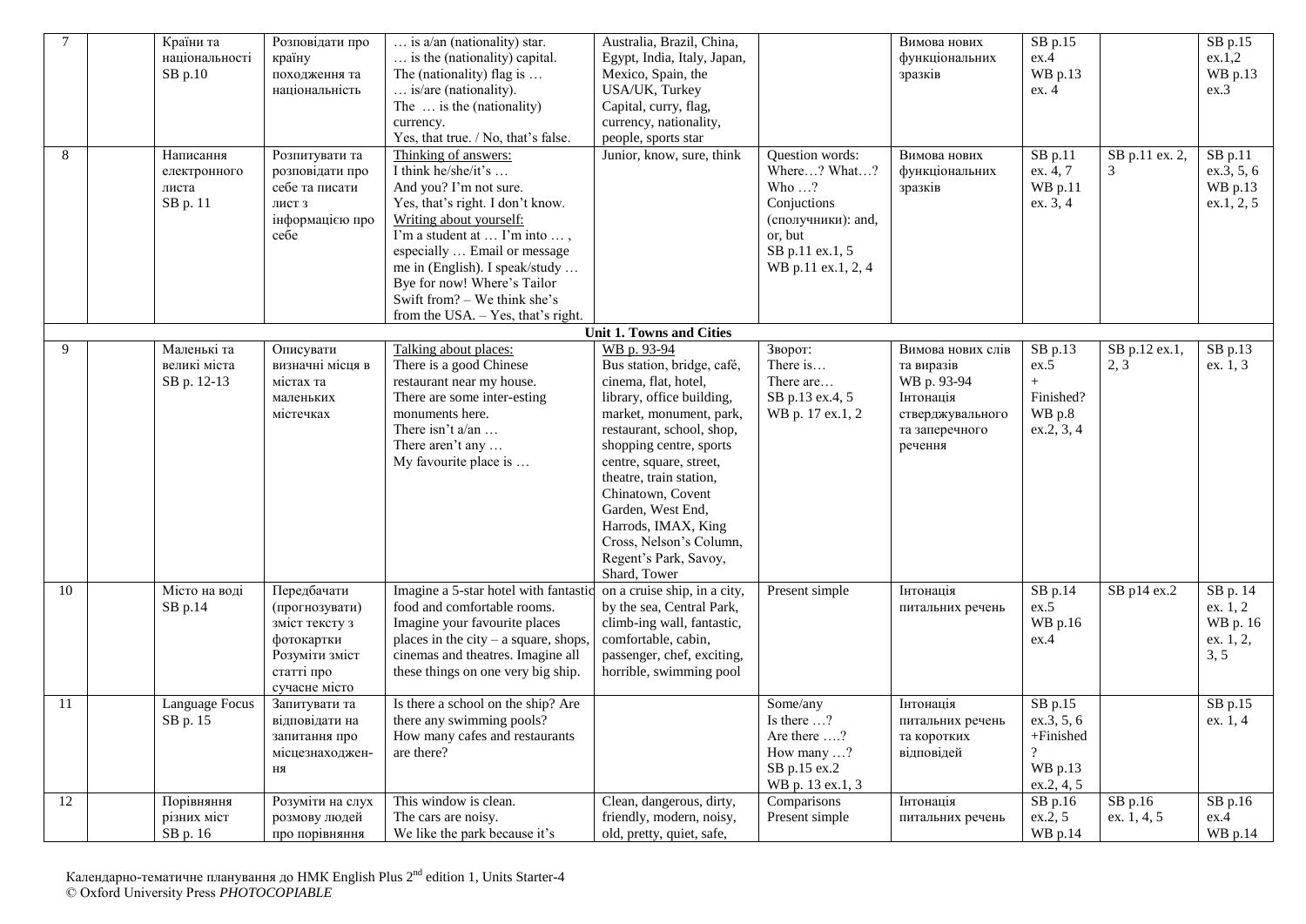| 7 | | Країни та національності SB p.10 | Розповідати про країну походження та національність | … is a/an (nationality) star. … is the (nationality) capital. The (nationality) flag is … … is/are (nationality). The … is the (nationality) currency. Yes, that true. / No, that's false. | Australia, Brazil, China, Egypt, India, Italy, Japan, Mexico, Spain, the USA/UK, Turkey Capital, curry, flag, currency, nationality, people, sports star | | Вимова нових функціональних зразків | SB p.15 ex.4 WB p.13 ex. 4 | | SB p.15 ex.1,2 WB p.13 ex.3 |
|---|---|---|---|---|---|---|---|---|---|---|
| 8 | | Написання електронного листа SB p. 11 | Розпитувати та розповідати про себе та писати лист з інформацією про себе | Thinking of answers: I think he/she/it's … And you? I'm not sure. Yes, that's right. I don't know. Writing about yourself: I'm a student at … I'm into … , especially … Email or message me in (English). I speak/study … Bye for now! Where's Tailor Swift from? – We think she's from the USA. – Yes, that's right. | Junior, know, sure, think | Question words: Where…? What…? Who …? Conjuctions (сполучники): and, or, but SB p.11 ex.1, 5 WB p.11 ex.1, 2, 4 | Вимова нових функціональних зразків | SB p.11 ex. 4, 7 WB p.11 ex. 3, 4 | SB p.11 ex. 2, 3 | SB p.11 ex.3, 5, 6 WB p.13 ex.1, 2, 5 |
| | | | | | **Unit 1. Towns and Cities** | | | | | |
| 9 | | Маленькі та великі міста SB p. 12-13 | Описувати визначні місця в містах та маленьких містечках | Talking about places: There is a good Chinese restaurant near my house. There are some inter-esting monuments here. There isn't a/an … There aren't any … My favourite place is … | WB p. 93-94 Bus station, bridge, café, cinema, flat, hotel, library, office building, market, monument, park, restaurant, school, shop, shopping centre, sports centre, square, street, theatre, train station, Chinatown, Covent Garden, West End, Harrods, IMAX, King Cross, Nelson's Column, Regent's Park, Savoy, Shard, Tower | Зворот: There is… There are… SB p.13 ex.4, 5 WB p. 17 ex.1, 2 | Вимова нових слів та виразів WB p. 93-94 Інтонація стверджувального та заперечного речення | SB p.13 ex.5 + Finished? WB p.8 ex.2, 3, 4 | SB p.12 ex.1, 2, 3 | SB p.13 ex. 1, 3 |
| 10 | | Місто на воді SB p.14 | Передбачати (прогнозувати) зміст тексту з фотокартки Розуміти зміст статті про сучасне місто | Imagine a 5-star hotel with fantastic food and comfortable rooms. Imagine your favourite places places in the city – a square, shops, cinemas and theatres. Imagine all these things on one very big ship. | on a cruise ship, in a city, by the sea, Central Park, climb-ing wall, fantastic, comfortable, cabin, passenger, chef, exciting, horrible, swimming pool | Present simple | Інтонація питальних речень | SB p.14 ex.5 WB p.16 ex.4 | SB p14 ex.2 | SB p. 14 ex. 1, 2 WB p. 16 ex. 1, 2, 3, 5 |
| 11 | | Language Focus SB p. 15 | Запитувати та відповідати на запитання про місцезнаходження | Is there a school on the ship? Are there any swimming pools? How many cafes and restaurants are there? | | Some/any Is there …? Are there ….? How many …? SB p.15 ex.2 WB p. 13 ex.1, 3 | Інтонація питальних речень та коротких відповідей | SB p.15 ex.3, 5, 6 +Finished? WB p.13 ex.2, 4, 5 | | SB p.15 ex. 1, 4 |
| 12 | | Порівняння різних міст SB p. 16 | Розуміти на слух розмову людей про порівняння | This window is clean. The cars are noisy. We like the park because it's | Clean, dangerous, dirty, friendly, modern, noisy, old, pretty, quiet, safe, | Comparisons Present simple | Інтонація питальних речень | SB p.16 ex.2, 5 WB p.14 | SB p.16 ex. 1, 4, 5 | SB p.16 ex.4 WB p.14 |

Календарно-тематичне планування до НМК English Plus 2nd edition 1, Units Starter-4
© Oxford University Press *PHOTOCOPIABLE*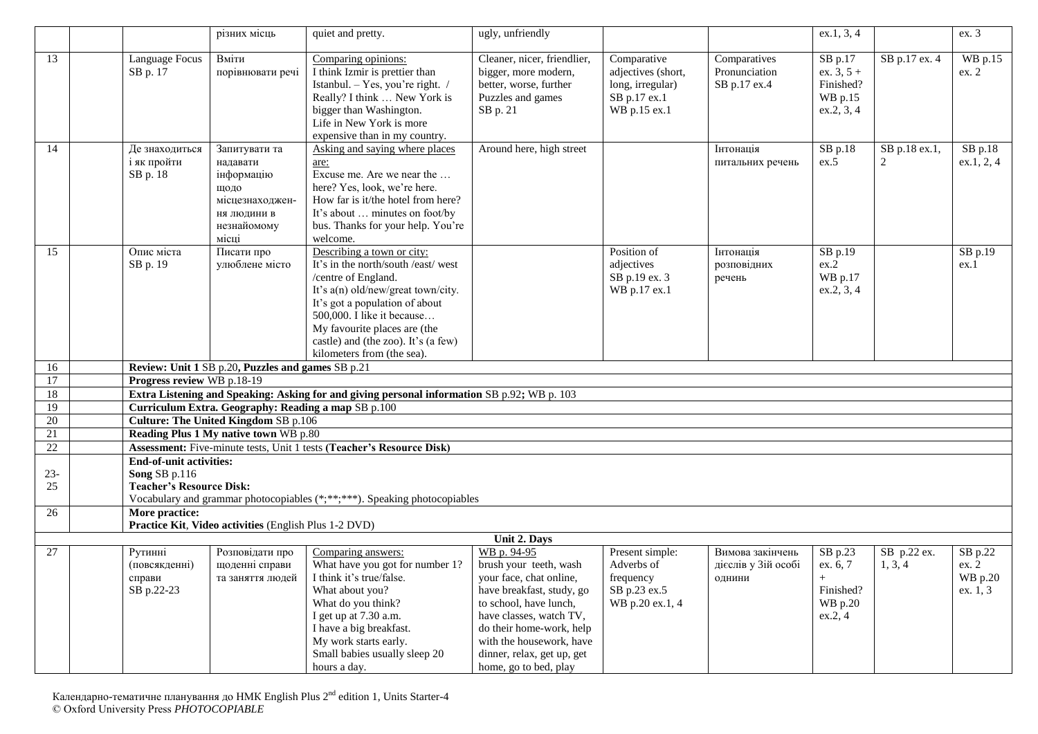| | | | різних місць | quiet and pretty. | ugly, unfriendly | | | ex.1, 3, 4 | | ex. 3 |
|---|---|---|---|---|---|---|---|---|---|---|
| 13 | | Language Focus SB p. 17 | Вміти порівнювати речі | Comparing opinions: I think Izmir is prettier than Istanbul. – Yes, you're right. / Really? I think … New York is bigger than Washington. Life in New York is more expensive than in my country. | Cleaner, nicer, friendlier, bigger, more modern, better, worse, further Puzzles and games SB p. 21 | Comparative adjectives (short, long, irregular) SB p.17 ex.1 WB p.15 ex.1 | Comparatives Pronunciation SB p.17 ex.4 | SB p.17 ex. 3, 5 + Finished? WB p.15 ex.2, 3, 4 | SB p.17 ex. 4 | WB p.15 ex. 2 |
| 14 | | Де знаходиться і як пройти SB p. 18 | Запитувати та надавати інформацію щодо місцезнаходжен-ня людини в незнайомому місці | Asking and saying where places are: Excuse me. Are we near the … here? Yes, look, we're here. How far is it/the hotel from here? It's about … minutes on foot/by bus. Thanks for your help. You're welcome. | Around here, high street | | Інтонація питальних речень | SB p.18 ex.5 | SB p.18 ex.1, 2 | SB p.18 ex.1, 2, 4 |
| 15 | | Опис міста SB p. 19 | Писати про улюблене місто | Describing a town or city: It's in the north/south /east/ west /centre of England. It's a(n) old/new/great town/city. It's got a population of about 500,000. I like it because… My favourite places are (the castle) and (the zoo). It's (a few) kilometers from (the sea). | | Position of adjectives SB p.19 ex. 3 WB p.17 ex.1 | Інтонація розповідних речень | SB p.19 ex.2 WB p.17 ex.2, 3, 4 | | SB p.19 ex.1 |
| 16 | | **Review: Unit 1** SB p.20, **Puzzles and games** SB p.21 | | | | | | | | |
| 17 | | **Progress review** WB p.18-19 | | | | | | | | |
| 18 | | **Extra Listening and Speaking: Asking for and giving personal information** SB p.92**;** WB p. 103 | | | | | | | | |
| 19 | | **Curriculum Extra. Geography: Reading a map** SB p.100 | | | | | | | | |
| 20 | | **Culture: The United Kingdom** SB p.106 | | | | | | | | |
| 21 | | **Reading Plus 1 My native town** WB p.80 | | | | | | | | |
| 22 | | **Assessment:** Five-minute tests, Unit 1 tests **(Teacher's Resource Disk)** | | | | | | | | |
| 23-25 | | **End-of-unit activities:** **Song** SB p.116 **Teacher's Resource Disk:** Vocabulary and grammar photocopiables (*;**;***). Speaking photocopiables | | | | | | | | |
| 26 | | **More practice:** **Practice Kit**, **Video activities** (English Plus 1-2 DVD) | | | | | | | | |
| | | | | | **Unit 2. Days** | | | | | |
| 27 | | Рутинні (повсякденні) справи SB p.22-23 | Розповідати про щоденні справи та заняття людей | Comparing answers: What have you got for number 1? I think it's true/false. What about you? What do you think? I get up at 7.30 a.m. I have a big breakfast. My work starts early. Small babies usually sleep 20 hours a day. | WB p. 94-95 brush your teeth, wash your face, chat online, have breakfast, study, go to school, have lunch, have classes, watch TV, do their home-work, help with the housework, have dinner, relax, get up, get home, go to bed, play | Present simple: Adverbs of frequency SB p.23 ex.5 WB p.20 ex.1, 4 | Вимова закінчень дієслів у 3ій особі однини | SB p.23 ex. 6, 7 + Finished? WB p.20 ex.2, 4 | SB p.22 ex. 1, 3, 4 | SB p.22 ex. 2 WB p.20 ex. 1, 3 |

Календарно-тематичне планування до НМК English Plus 2nd edition 1, Units Starter-4
© Oxford University Press *PHOTOCOPIABLE*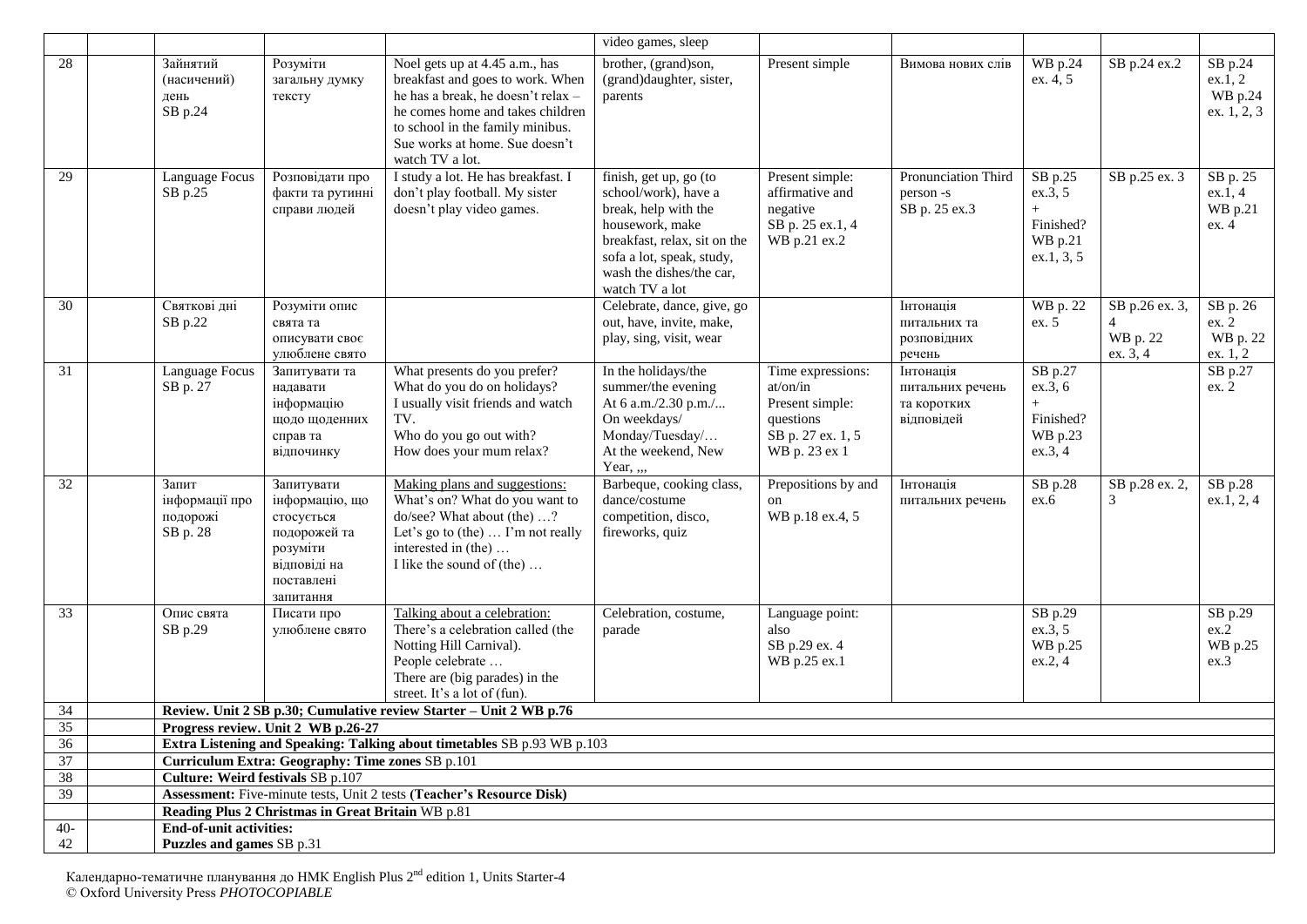| | | | | | video games, sleep | | | | | |
|---|---|---|---|---|---|---|---|---|---|---|
| 28 | | Зайнятий (насичений) день SB p.24 | Розуміти загальну думку тексту | Noel gets up at 4.45 a.m., has breakfast and goes to work. When he has a break, he doesn't relax – he comes home and takes children to school in the family minibus. Sue works at home. Sue doesn't watch TV a lot. | brother, (grand)son, (grand)daughter, sister, parents | Present simple | Вимова нових слів | WB p.24 ex. 4, 5 | SB p.24 ex.2 | SB p.24 ex.1, 2 WB p.24 ex. 1, 2, 3 |
| 29 | | Language Focus SB p.25 | Розповідати про факти та рутинні справи людей | I study a lot. He has breakfast. I don't play football. My sister doesn't play video games. | finish, get up, go (to school/work), have a break, help with the housework, make breakfast, relax, sit on the sofa a lot, speak, study, wash the dishes/the car, watch TV a lot | Present simple: affirmative and negative SB p. 25 ex.1, 4 WB p.21 ex.2 | Pronunciation Third person -s SB p. 25 ex.3 | SB p.25 ex.3, 5 + Finished? WB p.21 ex.1, 3, 5 | SB p.25 ex. 3 | SB p. 25 ex.1, 4 WB p.21 ex. 4 |
| 30 | | Святкові дні SB p.22 | Розуміти опис свята та описувати своє улюблене свято | | Celebrate, dance, give, go out, have, invite, make, play, sing, visit, wear | | Інтонація питальних та розповідних речень | WB p. 22 ex. 5 | SB p.26 ex. 3, 4 WB p. 22 ex. 3, 4 | SB p. 26 ex. 2 WB p. 22 ex. 1, 2 |
| 31 | | Language Focus SB p. 27 | Запитувати та надавати інформацію щодо щоденних справ та відпочинку | What presents do you prefer? What do you do on holidays? I usually visit friends and watch TV. Who do you go out with? How does your mum relax? | In the holidays/the summer/the evening At 6 a.m./2.30 p.m./... On weekdays/ Monday/Tuesday/… At the weekend, New Year, ,,, | Time expressions: at/on/in Present simple: questions SB p. 27 ex. 1, 5 WB p. 23 ex 1 | Інтонація питальних речень та коротких відповідей | SB p.27 ex.3, 6 + Finished? WB p.23 ex.3, 4 | | SB p.27 ex. 2 |
| 32 | | Запит інформації про подорожі SB p. 28 | Запитувати інформацію, що стосується подорожей та розуміти відповіді на поставлені запитання | Making plans and suggestions: What's on? What do you want to do/see? What about (the) …? Let's go to (the) … I'm not really interested in (the) … I like the sound of (the) … | Barbeque, cooking class, dance/costume competition, disco, fireworks, quiz | Prepositions by and on WB p.18 ex.4, 5 | Інтонація питальних речень | SB p.28 ex.6 | SB p.28 ex. 2, 3 | SB p.28 ex.1, 2, 4 |
| 33 | | Опис свята SB p.29 | Писати про улюблене свято | Talking about a celebration: There's a celebration called (the Notting Hill Carnival). People celebrate … There are (big parades) in the street. It's a lot of (fun). | Celebration, costume, parade | Language point: also SB p.29 ex. 4 WB p.25 ex.1 | | SB p.29 ex.3, 5 WB p.25 ex.2, 4 | | SB p.29 ex.2 WB p.25 ex.3 |
| 34 | | **Review. Unit 2 SB p.30; Cumulative review Starter – Unit 2 WB p.76** | | | | | | | | |
| 35 | | **Progress review. Unit 2 WB p.26-27** | | | | | | | | |
| 36 | | **Extra Listening and Speaking: Talking about timetables** SB p.93 WB p.103 | | | | | | | | |
| 37 | | **Curriculum Extra: Geography: Time zones** SB p.101 | | | | | | | | |
| 38 | | **Culture: Weird festivals** SB p.107 | | | | | | | | |
| 39 | | **Assessment:** Five-minute tests, Unit 2 tests **(Teacher's Resource Disk)** | | | | | | | | |
| | | **Reading Plus 2 Christmas in Great Britain** WB p.81 | | | | | | | | |
| 40-42 | | **End-of-unit activities: Puzzles and games** SB p.31 | | | | | | | | |

Календарно-тематичне планування до НМК English Plus 2[nd] edition 1, Units Starter-4
© Oxford University Press *PHOTOCOPIABLE*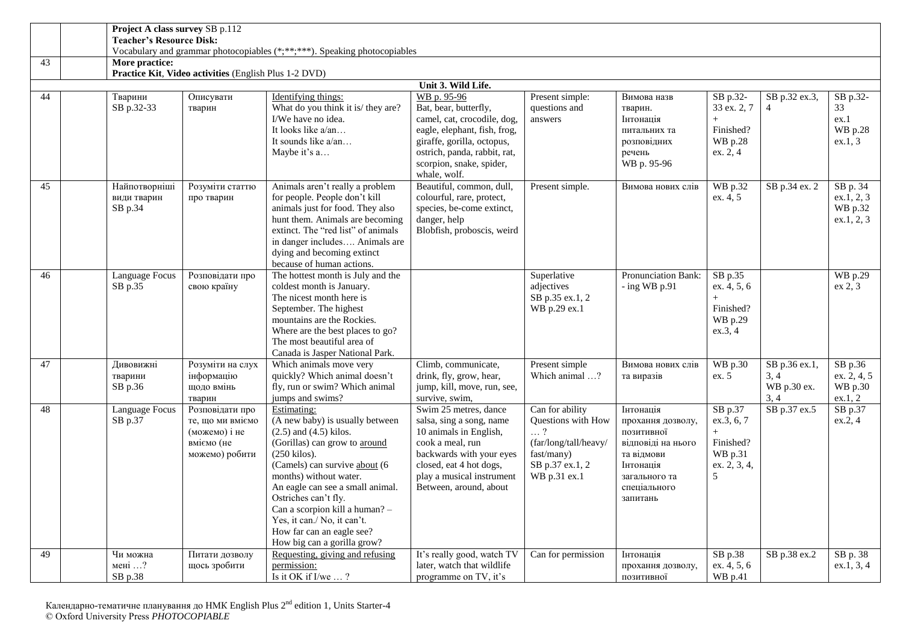| | | | | | | | | | | |
|---|---|---|---|---|---|---|---|---|---|---|
| | | **Project A class survey** SB p.112<br>**Teacher's Resource Disk:**<br>Vocabulary and grammar photocopiables (*;**;***). Speaking photocopiables | | | | | | | | |
| 43 | | **More practice:**<br>**Practice Kit**, **Video activities** (English Plus 1-2 DVD) | | | | | | | | |
| | | | | | **Unit 3. Wild Life.** | | | | | |
| 44 | | Тварини SB p.32-33 | Описувати тварин | Identifying things:<br>What do you think it is/ they are?<br>I/We have no idea.<br>It looks like a/an…<br>It sounds like a/an…<br>Maybe it's a… | WB p. 95-96<br>Bat, bear, butterfly, camel, cat, crocodile, dog, eagle, elephant, fish, frog, giraffe, gorilla, octopus, ostrich, panda, rabbit, rat, scorpion, snake, spider, whale, wolf. | Present simple: questions and answers | Вимова назв тварин. Інтонація питальних та розповідних речень WB p. 95-96 | SB p.32-33 ex. 2, 7 + Finished? WB p.28 ex. 2, 4 | SB p.32 ex.3, 4 | SB p.32-33 ex.1 WB p.28 ex.1, 3 |
| 45 | | Найпотворніші види тварин SB p.34 | Розуміти статтю про тварин | Animals aren't really a problem for people. People don't kill animals just for food. They also hunt them. Animals are becoming extinct. The "red list" of animals in danger includes…. Animals are dying and becoming extinct because of human actions. | Beautiful, common, dull, colourful, rare, protect, species, be-come extinct, danger, help<br>Blobfish, proboscis, weird | Present simple. | Вимова нових слів | WB p.32 ex. 4, 5 | SB p.34 ex. 2 | SB p. 34 ex.1, 2, 3 WB p.32 ex.1, 2, 3 |
| 46 | | Language Focus SB p.35 | Розповідати про свою країну | The hottest month is July and the coldest month is January.<br>The nicest month here is September. The highest mountains are the Rockies.<br>Where are the best places to go?<br>The most beautiful area of Canada is Jasper National Park. | | Superlative adjectives SB p.35 ex.1, 2 WB p.29 ex.1 | Pronunciation Bank: - ing WB p.91 | SB p.35 ex. 4, 5, 6 + Finished? WB p.29 ex.3, 4 | | WB p.29 ex 2, 3 |
| 47 | | Дивовижні тварини SB p.36 | Розуміти на слух інформацію щодо вмінь тварин | Which animals move very quickly? Which animal doesn't fly, run or swim? Which animal jumps and swims? | Climb, communicate, drink, fly, grow, hear, jump, kill, move, run, see, survive, swim, | Present simple Which animal …? | Вимова нових слів та виразів | WB p.30 ex. 5 | SB p.36 ex.1, 3, 4 WB p.30 ex. 3, 4 | SB p.36 ex. 2, 4, 5 WB p.30 ex.1, 2 |
| 48 | | Language Focus SB p.37 | Розповідати про те, що ми вміємо (можемо) і не вміємо (не можемо) робити | Estimating:<br>(A new baby) is usually between (2.5) and (4.5) kilos.<br>(Gorillas) can grow to around (250 kilos).<br>(Camels) can survive about (6 months) without water.<br>An eagle can see a small animal.<br>Ostriches can't fly.<br>Can a scorpion kill a human? – Yes, it can./ No, it can't.<br>How far can an eagle see?<br>How big can a gorilla grow? | Swim 25 metres, dance salsa, sing a song, name 10 animals in English, cook a meal, run backwards with your eyes closed, eat 4 hot dogs, play a musical instrument<br>Between, around, about | Can for ability<br>Questions with How …?<br>(far/long/tall/heavy/ fast/many)<br>SB p.37 ex.1, 2<br>WB p.31 ex.1 | Інтонація прохання дозволу, позитивної відповіді на нього та відмови<br>Інтонація загального та спеціального запитань | SB p.37 ex.3, 6, 7 + Finished? WB p.31 ex. 2, 3, 4, 5 | SB p.37 ex.5 | SB p.37 ex.2, 4 |
| 49 | | Чи можна мені …? SB p.38 | Питати дозволу щось зробити | Requesting, giving and refusing permission:<br>Is it OK if I/we … ? | It's really good, watch TV later, watch that wildlife programme on TV, it's | Can for permission | Інтонація прохання дозволу, позитивної | SB p.38 ex. 4, 5, 6 WB p.41 | SB p.38 ex.2 | SB p. 38 ex.1, 3, 4 |

Календарно-тематичне планування до НМК English Plus 2nd edition 1, Units Starter-4
© Oxford University Press *PHOTOCOPIABLE*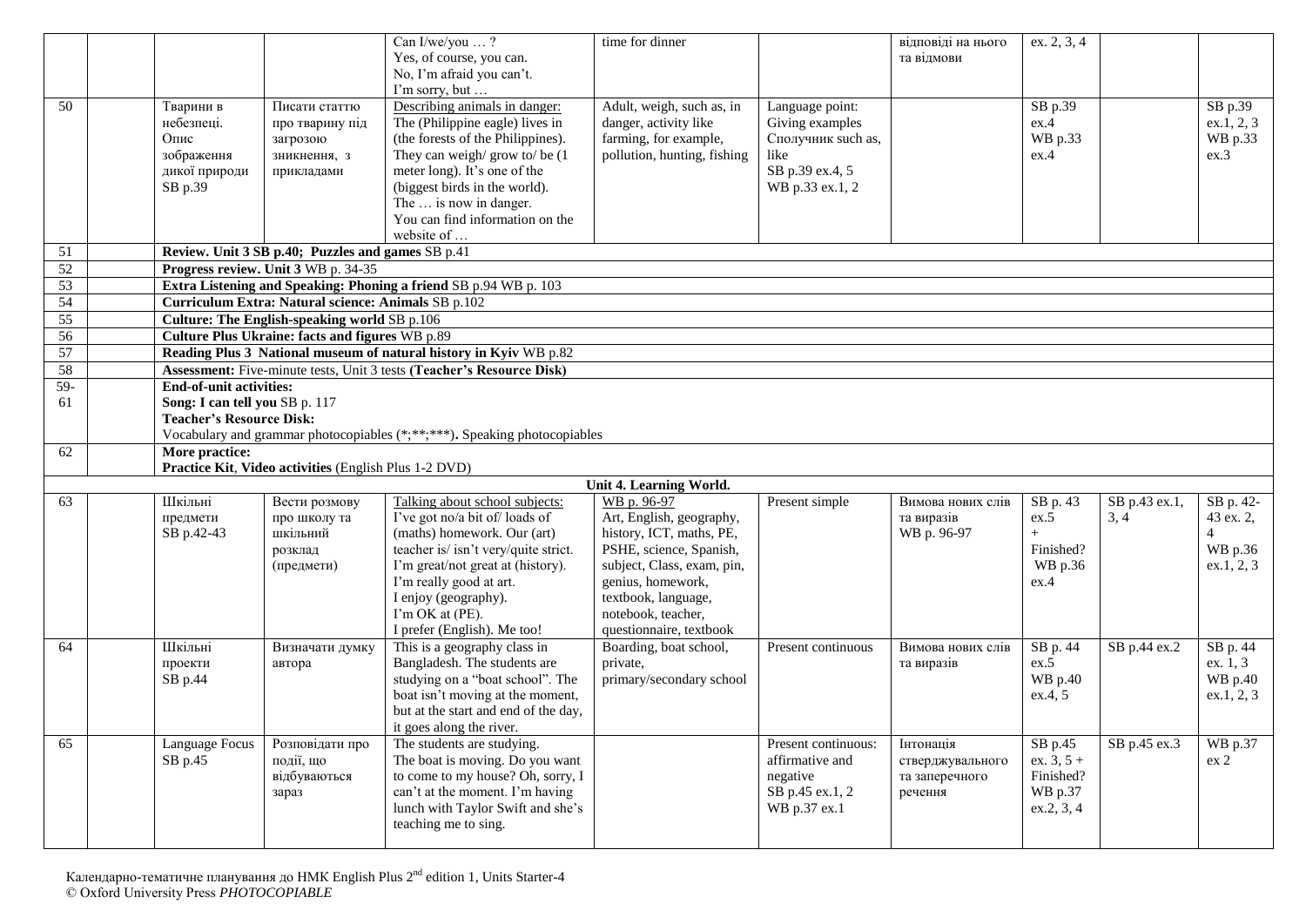| | | | | Can I/we/you … ?<br>Yes, of course, you can.<br>No, I'm afraid you can't.<br>I'm sorry, but … | time for dinner | | відповіді на нього та відмови | ex. 2, 3, 4 | | |
|---|---|---|---|---|---|---|---|---|---|---|
| 50 | | Тварини в небезпеці. Опис зображення дикої природи SB p.39 | Писати статтю про тварину під загрозою зникнення, з прикладами | Describing animals in danger:<br>The (Philippine eagle) lives in (the forests of the Philippines). They can weigh/ grow to/ be (1 meter long). It's one of the (biggest birds in the world).<br>The … is now in danger.<br>You can find information on the website of … | Adult, weigh, such as, in danger, activity like farming, for example, pollution, hunting, fishing | Language point: Giving examples Сполучник such as, like<br>SB p.39 ex.4, 5<br>WB p.33 ex.1, 2 | | SB p.39 ex.4<br>WB p.33 ex.4 | | SB p.39 ex.1, 2, 3<br>WB p.33 ex.3 |
| 51 | | **Review. Unit 3 SB p.40; Puzzles and games** SB p.41 | | | | | | | | |
| 52 | | **Progress review. Unit 3** WB p. 34-35 | | | | | | | | |
| 53 | | **Extra Listening and Speaking: Phoning a friend** SB p.94 WB p. 103 | | | | | | | | |
| 54 | | **Curriculum Extra: Natural science: Animals** SB p.102 | | | | | | | | |
| 55 | | **Culture: The English-speaking world** SB p.106 | | | | | | | | |
| 56 | | **Culture Plus Ukraine: facts and figures** WB p.89 | | | | | | | | |
| 57 | | **Reading Plus 3 National museum of natural history in Kyiv** WB p.82 | | | | | | | | |
| 58 | | **Assessment:** Five-minute tests, Unit 3 tests **(Teacher's Resource Disk)** | | | | | | | | |
| 59-61 | | **End-of-unit activities:**<br>**Song: I can tell you** SB p. 117<br>**Teacher's Resource Disk:**<br>Vocabulary and grammar photocopiables (*;**;***). Speaking photocopiables | | | | | | | | |
| 62 | | **More practice:**<br>**Practice Kit**, **Video activities** (English Plus 1-2 DVD) | | | | | | | | |
| | | | | | **Unit 4. Learning World.** | | | | | |
| 63 | | Шкільні предмети SB p.42-43 | Вести розмову про школу та шкільний розклад (предмети) | Talking about school subjects:<br>I've got no/a bit of/ loads of (maths) homework. Our (art) teacher is/ isn't very/quite strict.<br>I'm great/not great at (history).<br>I'm really good at art.<br>I enjoy (geography).<br>I'm OK at (PE).<br>I prefer (English). Me too! | WB p. 96-97<br>Art, English, geography, history, ICT, maths, PE, PSHE, science, Spanish, subject, Class, exam, pin, genius, homework, textbook, language, notebook, teacher, questionnaire, textbook | Present simple | Вимова нових слів та виразів WB p. 96-97 | SB p. 43 ex.5 + Finished? WB p.36 ex.4 | SB p.43 ex.1, 3, 4 | SB p. 42-43 ex. 2, 4<br>WB p.36 ex.1, 2, 3 |
| 64 | | Шкільні проекти SB p.44 | Визначати думку автора | This is a geography class in Bangladesh. The students are studying on a "boat school". The boat isn't moving at the moment, but at the start and end of the day, it goes along the river. | Boarding, boat school, private, primary/secondary school | Present continuous | Вимова нових слів та виразів | SB p. 44 ex.5<br>WB p.40 ex.4, 5 | SB p.44 ex.2 | SB p. 44 ex. 1, 3<br>WB p.40 ex.1, 2, 3 |
| 65 | | Language Focus SB p.45 | Розповідати про події, що відбуваються зараз | The students are studying.<br>The boat is moving. Do you want to come to my house? Oh, sorry, I can't at the moment. I'm having lunch with Taylor Swift and she's teaching me to sing. | | Present continuous: affirmative and negative<br>SB p.45 ex.1, 2<br>WB p.37 ex.1 | Інтонація стверджувального та заперечного речення | SB p.45 ex. 3, 5 + Finished? WB p.37 ex.2, 3, 4 | SB p.45 ex.3 | WB p.37 ex 2 |

Календарно-тематичне планування до НМК English Plus 2nd edition 1, Units Starter-4
© Oxford University Press *PHOTOCOPIABLE*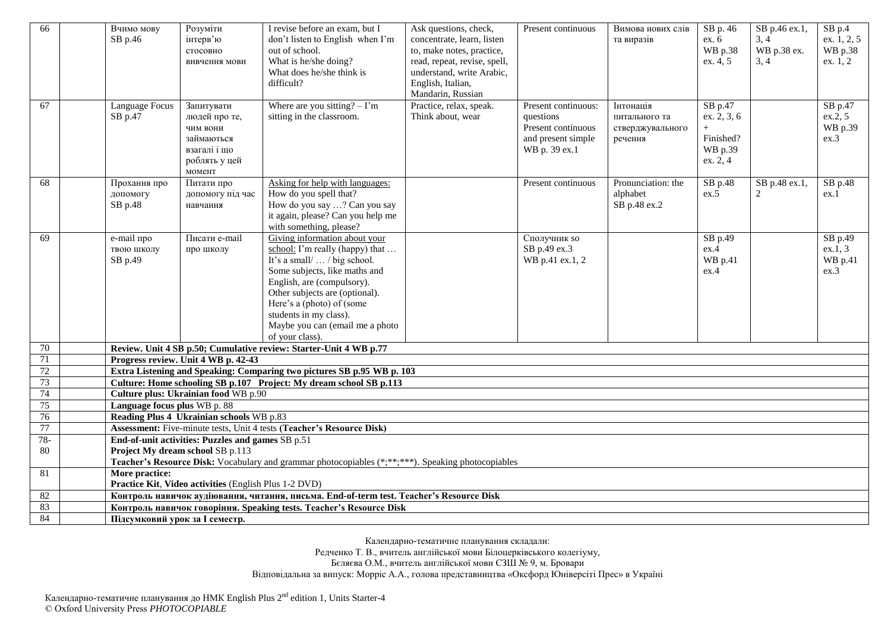| | | | | | | | | | | |
|---|---|---|---|---|---|---|---|---|---|---|
| 66 | | Вчимо мову SB p.46 | Розуміти інтерв'ю стосовно вивчення мови | I revise before an exam, but I don't listen to English when I'm out of school. What is he/she doing? What does he/she think is difficult? | Ask questions, check, concentrate, learn, listen to, make notes, practice, read, repeat, revise, spell, understand, write Arabic, English, Italian, Mandarin, Russian | Present continuous | Вимова нових слів та виразів | SB p. 46 ex. 6 WB p.38 ex. 4, 5 | SB p.46 ex.1, 3, 4 WB p.38 ex. 3, 4 | SB p.4 ex. 1, 2, 5 WB p.38 ex. 1, 2 |
| 67 | | Language Focus SB p.47 | Запитувати людей про те, чим вони займаються взагалі і що роблять у цей момент | Where are you sitting? – I'm sitting in the classroom. | Practice, relax, speak. Think about, wear | Present continuous: questions Present continuous and present simple WB p. 39 ex.1 | Інтонація питального та стверджувального речення | SB p.47 ex. 2, 3, 6 + Finished? WB p.39 ex. 2, 4 | | SB p.47 ex.2, 5 WB p.39 ex.3 |
| 68 | | Прохання про допомогу SB p.48 | Питати про допомогу під час навчання | Asking for help with languages: How do you spell that? How do you say …? Can you say it again, please? Can you help me with something, please? | | Present continuous | Pronunciation: the alphabet SB p.48 ex.2 | SB p.48 ex.5 | SB p.48 ex.1, 2 | SB p.48 ex.1 |
| 69 | | e-mail про твою школу SB p.49 | Писати e-mail про школу | Giving information about your school: I'm really (happy) that … It's a small/ … / big school. Some subjects, like maths and English, are (compulsory). Other subjects are (optional). Here's a (photo) of (some students in my class). Maybe you can (email me a photo of your class). | | Сполучник so SB p.49 ex.3 WB p.41 ex.1, 2 | | SB p.49 ex.4 WB p.41 ex.4 | | SB p.49 ex.1, 3 WB p.41 ex.3 |
| 70 | | **Review. Unit 4 SB p.50; Cumulative review: Starter-Unit 4 WB p.77** | | | | | | | | |
| 71 | | **Progress review. Unit 4 WB p. 42-43** | | | | | | | | |
| 72 | | **Extra Listening and Speaking: Comparing two pictures SB p.95 WB p. 103** | | | | | | | | |
| 73 | | **Culture: Home schooling SB p.107 Project: My dream school SB p.113** | | | | | | | | |
| 74 | | **Culture plus: Ukrainian food** WB p.90 | | | | | | | | |
| 75 | | **Language focus plus** WB p. 88 | | | | | | | | |
| 76 | | **Reading Plus 4 Ukrainian schools** WB p.83 | | | | | | | | |
| 77 | | **Assessment:** Five-minute tests, Unit 4 tests **(Teacher's Resource Disk)** | | | | | | | | |
| 78-80 | | **End-of-unit activities: Puzzles and games** SB p.51 **Project My dream school** SB p.113 **Teacher's Resource Disk:** Vocabulary and grammar photocopiables (*;**;***). Speaking photocopiables | | | | | | | | |
| 81 | | **More practice:** **Practice Kit**, **Video activities** (English Plus 1-2 DVD) | | | | | | | | |
| 82 | | **Контроль навичок аудіювання, читання, письма. End-of-term test. Teacher's Resource Disk** | | | | | | | | |
| 83 | | **Контроль навичок говоріння. Speaking tests. Teacher's Resource Disk** | | | | | | | | |
| 84 | | **Підсумковий урок за І семестр.** | | | | | | | | |

Календарно-тематичне планування складали:
Редченко Т. В., вчитель англійської мови Білоцерківського колегіуму,
Бєляєва О.М., вчитель англійської мови СЗШ № 9, м. Бровари
Відповідальна за випуск: Морріс А.А., голова представництва «Оксфорд Юніверсіті Прес» в Україні

Календарно-тематичне планування до НМК English Plus 2nd edition 1, Units Starter-4
© Oxford University Press *PHOTOCOPIABLE*